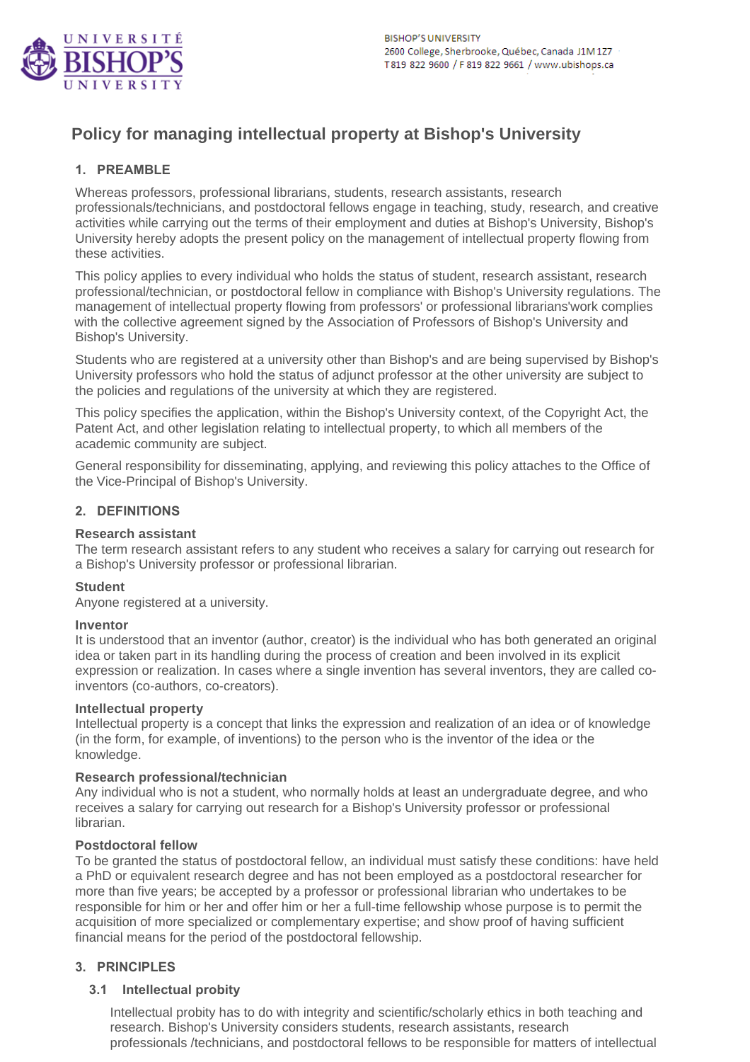# Policy for managing intellectual property at Bishop's University

## 1. PREAMBLE

Whereas professors, professional librarians, students, research assistants, research professionals/technicians, and postdoctoral fellows engage in teaching, study, research, and creative activities while carrying out the terms of their employment and duties at Bishop's University, Bishop's University hereby adopts the present policy on the management of intellectual property flowing from these activities.

This policy applies to every individual who holds the status of student, research assistant, research professional/technician, or postdoctoral fellow in compliance with Bishop's University regulations. The management of intellectual property flowing from professors' or professional librarians'work complies with the collective agreement signed by the Association of Professors of Bishop's University and Bishop's University.

Students who are registered at a university other than Bishop's and are being supervised by Bishop's University professors who hold the status of adjunct professor at the other university are subject to the policies and regulations of the university at which they are registered.

This policy specifies the application, within the Bishop's University context, of the Copyright Act, the Patent Act, and other legislation relating to intellectual property, to which all members of the academic community are subject.

General responsibility for disseminating, applying, and reviewing this policy attaches to the Office of the Vice-Principal of Bishop's University.

## 2. DEFINITIONS

**Research assistant**
The term research assistant refers to any student who receives a salary for carrying out research for a Bishop's University professor or professional librarian.

**Student**
Anyone registered at a university.

**Inventor**
It is understood that an inventor (author, creator) is the individual who has both generated an original idea or taken part in its handling during the process of creation and been involved in its explicit expression or realization. In cases where a single invention has several inventors, they are called co-inventors (co-authors, co-creators).

**Intellectual property**
Intellectual property is a concept that links the expression and realization of an idea or of knowledge (in the form, for example, of inventions) to the person who is the inventor of the idea or the knowledge.

**Research professional/technician**
Any individual who is not a student, who normally holds at least an undergraduate degree, and who receives a salary for carrying out research for a Bishop's University professor or professional librarian.

**Postdoctoral fellow**
To be granted the status of postdoctoral fellow, an individual must satisfy these conditions: have held a PhD or equivalent research degree and has not been employed as a postdoctoral researcher for more than five years; be accepted by a professor or professional librarian who undertakes to be responsible for him or her and offer him or her a full-time fellowship whose purpose is to permit the acquisition of more specialized or complementary expertise; and show proof of having sufficient financial means for the period of the postdoctoral fellowship.

## 3. PRINCIPLES

### 3.1 Intellectual probity

Intellectual probity has to do with integrity and scientific/scholarly ethics in both teaching and research. Bishop's University considers students, research assistants, research professionals /technicians, and postdoctoral fellows to be responsible for matters of intellectual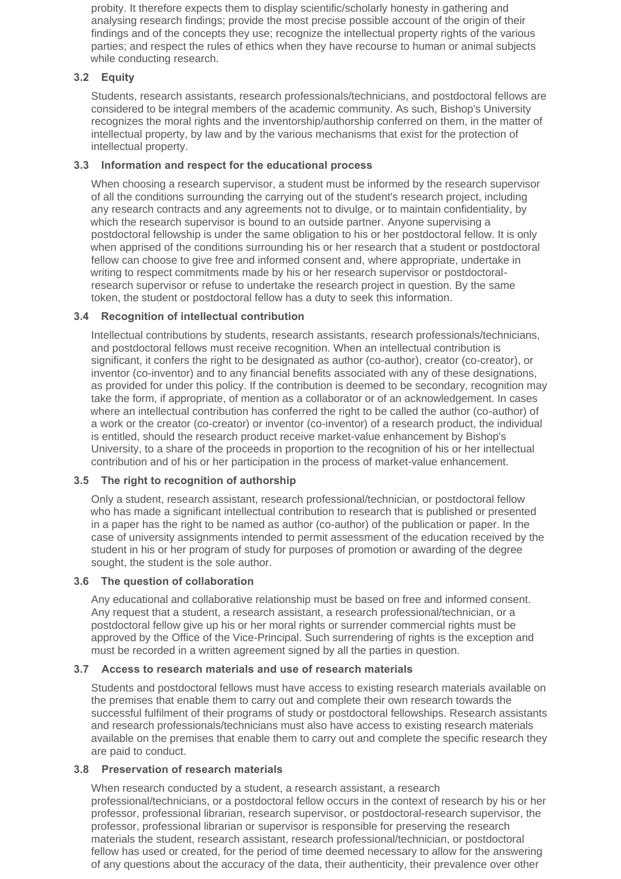probity. It therefore expects them to display scientific/scholarly honesty in gathering and analysing research findings; provide the most precise possible account of the origin of their findings and of the concepts they use; recognize the intellectual property rights of the various parties; and respect the rules of ethics when they have recourse to human or animal subjects while conducting research.

### 3.2 Equity

Students, research assistants, research professionals/technicians, and postdoctoral fellows are considered to be integral members of the academic community. As such, Bishop's University recognizes the moral rights and the inventorship/authorship conferred on them, in the matter of intellectual property, by law and by the various mechanisms that exist for the protection of intellectual property.

### 3.3 Information and respect for the educational process

When choosing a research supervisor, a student must be informed by the research supervisor of all the conditions surrounding the carrying out of the student's research project, including any research contracts and any agreements not to divulge, or to maintain confidentiality, by which the research supervisor is bound to an outside partner. Anyone supervising a postdoctoral fellowship is under the same obligation to his or her postdoctoral fellow. It is only when apprised of the conditions surrounding his or her research that a student or postdoctoral fellow can choose to give free and informed consent and, where appropriate, undertake in writing to respect commitments made by his or her research supervisor or postdoctoral-research supervisor or refuse to undertake the research project in question. By the same token, the student or postdoctoral fellow has a duty to seek this information.

### 3.4 Recognition of intellectual contribution

Intellectual contributions by students, research assistants, research professionals/technicians, and postdoctoral fellows must receive recognition. When an intellectual contribution is significant, it confers the right to be designated as author (co-author), creator (co-creator), or inventor (co-inventor) and to any financial benefits associated with any of these designations, as provided for under this policy. If the contribution is deemed to be secondary, recognition may take the form, if appropriate, of mention as a collaborator or of an acknowledgement. In cases where an intellectual contribution has conferred the right to be called the author (co-author) of a work or the creator (co-creator) or inventor (co-inventor) of a research product, the individual is entitled, should the research product receive market-value enhancement by Bishop's University, to a share of the proceeds in proportion to the recognition of his or her intellectual contribution and of his or her participation in the process of market-value enhancement.

### 3.5 The right to recognition of authorship

Only a student, research assistant, research professional/technician, or postdoctoral fellow who has made a significant intellectual contribution to research that is published or presented in a paper has the right to be named as author (co-author) of the publication or paper. In the case of university assignments intended to permit assessment of the education received by the student in his or her program of study for purposes of promotion or awarding of the degree sought, the student is the sole author.

### 3.6 The question of collaboration

Any educational and collaborative relationship must be based on free and informed consent. Any request that a student, a research assistant, a research professional/technician, or a postdoctoral fellow give up his or her moral rights or surrender commercial rights must be approved by the Office of the Vice-Principal. Such surrendering of rights is the exception and must be recorded in a written agreement signed by all the parties in question.

### 3.7 Access to research materials and use of research materials

Students and postdoctoral fellows must have access to existing research materials available on the premises that enable them to carry out and complete their own research towards the successful fulfilment of their programs of study or postdoctoral fellowships. Research assistants and research professionals/technicians must also have access to existing research materials available on the premises that enable them to carry out and complete the specific research they are paid to conduct.

### 3.8 Preservation of research materials

When research conducted by a student, a research assistant, a research professional/technicians, or a postdoctoral fellow occurs in the context of research by his or her professor, professional librarian, research supervisor, or postdoctoral-research supervisor, the professor, professional librarian or supervisor is responsible for preserving the research materials the student, research assistant, research professional/technician, or postdoctoral fellow has used or created, for the period of time deemed necessary to allow for the answering of any questions about the accuracy of the data, their authenticity, their prevalence over other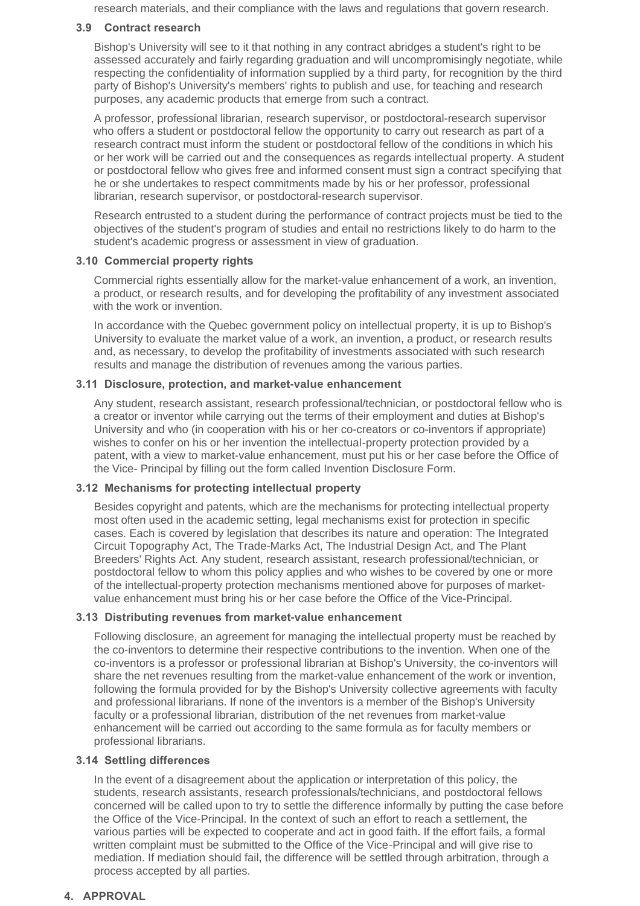research materials, and their compliance with the laws and regulations that govern research.

### 3.9 Contract research

Bishop's University will see to it that nothing in any contract abridges a student's right to be assessed accurately and fairly regarding graduation and will uncompromisingly negotiate, while respecting the confidentiality of information supplied by a third party, for recognition by the third party of Bishop's University's members' rights to publish and use, for teaching and research purposes, any academic products that emerge from such a contract.

A professor, professional librarian, research supervisor, or postdoctoral-research supervisor who offers a student or postdoctoral fellow the opportunity to carry out research as part of a research contract must inform the student or postdoctoral fellow of the conditions in which his or her work will be carried out and the consequences as regards intellectual property. A student or postdoctoral fellow who gives free and informed consent must sign a contract specifying that he or she undertakes to respect commitments made by his or her professor, professional librarian, research supervisor, or postdoctoral-research supervisor.

Research entrusted to a student during the performance of contract projects must be tied to the objectives of the student's program of studies and entail no restrictions likely to do harm to the student's academic progress or assessment in view of graduation.

### 3.10 Commercial property rights

Commercial rights essentially allow for the market-value enhancement of a work, an invention, a product, or research results, and for developing the profitability of any investment associated with the work or invention.

In accordance with the Quebec government policy on intellectual property, it is up to Bishop's University to evaluate the market value of a work, an invention, a product, or research results and, as necessary, to develop the profitability of investments associated with such research results and manage the distribution of revenues among the various parties.

### 3.11 Disclosure, protection, and market-value enhancement

Any student, research assistant, research professional/technician, or postdoctoral fellow who is a creator or inventor while carrying out the terms of their employment and duties at Bishop's University and who (in cooperation with his or her co-creators or co-inventors if appropriate) wishes to confer on his or her invention the intellectual-property protection provided by a patent, with a view to market-value enhancement, must put his or her case before the Office of the Vice- Principal by filling out the form called Invention Disclosure Form.

### 3.12 Mechanisms for protecting intellectual property

Besides copyright and patents, which are the mechanisms for protecting intellectual property most often used in the academic setting, legal mechanisms exist for protection in specific cases. Each is covered by legislation that describes its nature and operation: The Integrated Circuit Topography Act, The Trade-Marks Act, The Industrial Design Act, and The Plant Breeders' Rights Act. Any student, research assistant, research professional/technician, or postdoctoral fellow to whom this policy applies and who wishes to be covered by one or more of the intellectual-property protection mechanisms mentioned above for purposes of market-value enhancement must bring his or her case before the Office of the Vice-Principal.

### 3.13 Distributing revenues from market-value enhancement

Following disclosure, an agreement for managing the intellectual property must be reached by the co-inventors to determine their respective contributions to the invention. When one of the co-inventors is a professor or professional librarian at Bishop's University, the co-inventors will share the net revenues resulting from the market-value enhancement of the work or invention, following the formula provided for by the Bishop's University collective agreements with faculty and professional librarians. If none of the inventors is a member of the Bishop's University faculty or a professional librarian, distribution of the net revenues from market-value enhancement will be carried out according to the same formula as for faculty members or professional librarians.

### 3.14 Settling differences

In the event of a disagreement about the application or interpretation of this policy, the students, research assistants, research professionals/technicians, and postdoctoral fellows concerned will be called upon to try to settle the difference informally by putting the case before the Office of the Vice-Principal. In the context of such an effort to reach a settlement, the various parties will be expected to cooperate and act in good faith. If the effort fails, a formal written complaint must be submitted to the Office of the Vice-Principal and will give rise to mediation. If mediation should fail, the difference will be settled through arbitration, through a process accepted by all parties.

## 4. APPROVAL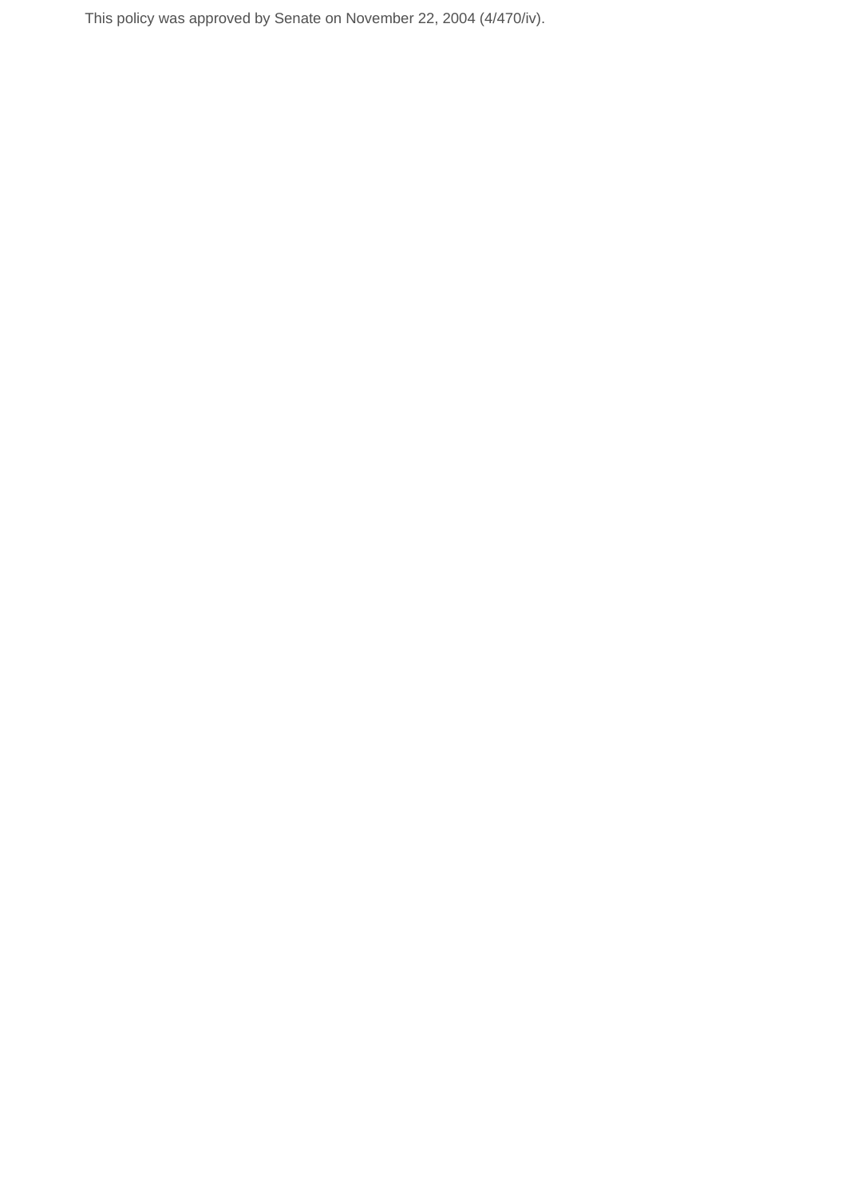This policy was approved by Senate on November 22, 2004 (4/470/iv).